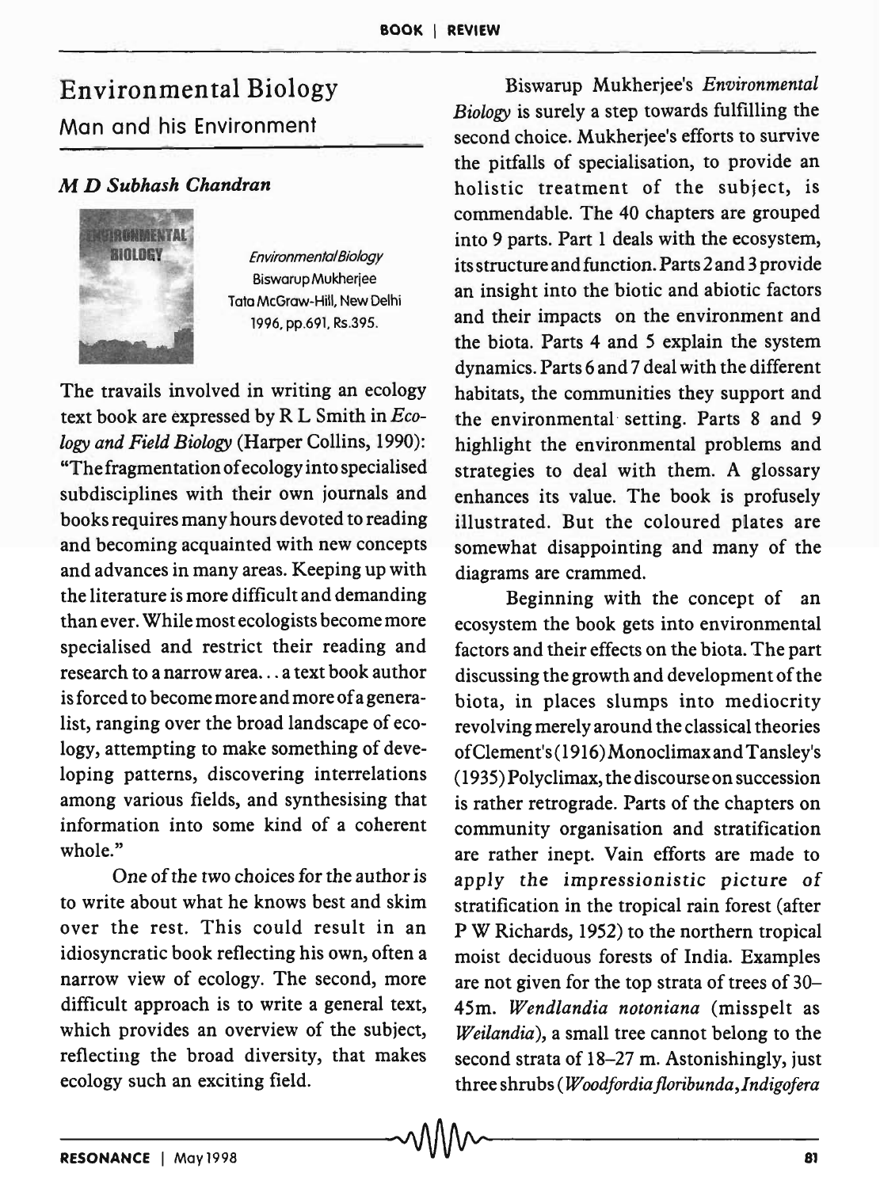# Environmental Biology

## Man and his Environment

### *M D Subhash Chandran*

*Environmental Biology*
Biswarup Mukherjee
Tata McGraw-Hill, New Delhi
1996, pp.691, Rs.395.

The travails involved in writing an ecology text book are expressed by R L Smith in *Ecology and Field Biology* (Harper Collins, 1990): "The fragmentation of ecology into specialised subdisciplines with their own journals and books requires many hours devoted to reading and becoming acquainted with new concepts and advances in many areas. Keeping up with the literature is more difficult and demanding than ever. While most ecologists become more specialised and restrict their reading and research to a narrow area... a text book author is forced to become more and more of a generalist, ranging over the broad landscape of ecology, attempting to make something of developing patterns, discovering interrelations among various fields, and synthesising that information into some kind of a coherent whole."

One of the two choices for the author is to write about what he knows best and skim over the rest. This could result in an idiosyncratic book reflecting his own, often a narrow view of ecology. The second, more difficult approach is to write a general text, which provides an overview of the subject, reflecting the broad diversity, that makes ecology such an exciting field.

Biswarup Mukherjee's *Environmental Biology* is surely a step towards fulfilling the second choice. Mukherjee's efforts to survive the pitfalls of specialisation, to provide an holistic treatment of the subject, is commendable. The 40 chapters are grouped into 9 parts. Part 1 deals with the ecosystem, its structure and function. Parts 2 and 3 provide an insight into the biotic and abiotic factors and their impacts on the environment and the biota. Parts 4 and 5 explain the system dynamics. Parts 6 and 7 deal with the different habitats, the communities they support and the environmental setting. Parts 8 and 9 highlight the environmental problems and strategies to deal with them. A glossary enhances its value. The book is profusely illustrated. But the coloured plates are somewhat disappointing and many of the diagrams are crammed.

Beginning with the concept of an ecosystem the book gets into environmental factors and their effects on the biota. The part discussing the growth and development of the biota, in places slumps into mediocrity revolving merely around the classical theories of Clement's (1916) Monoclimax and Tansley's (1935) Polyclimax, the discourse on succession is rather retrograde. Parts of the chapters on community organisation and stratification are rather inept. Vain efforts are made to apply the impressionistic picture of stratification in the tropical rain forest (after P W Richards, 1952) to the northern tropical moist deciduous forests of India. Examples are not given for the top strata of trees of 30–45m. *Wendlandia notoniana* (misspelt as *Weilandia*), a small tree cannot belong to the second strata of 18–27 m. Astonishingly, just three shrubs (*Woodfordia floribunda*, *Indigofera*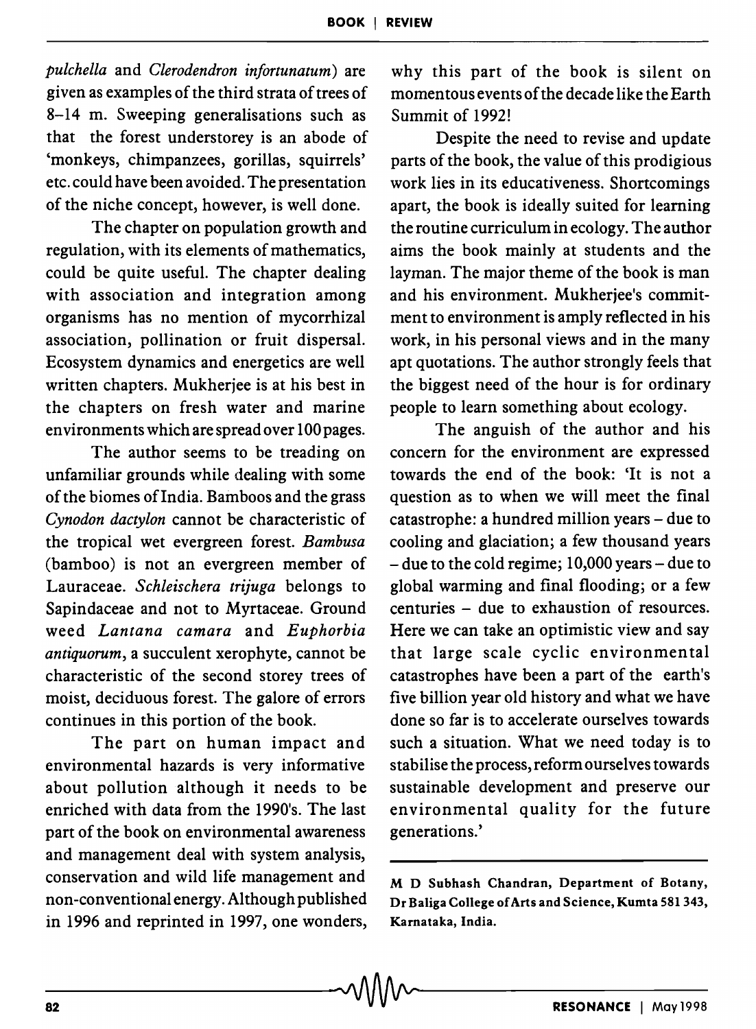*pulchella* and *Clerodendron infortunatum*) are given as examples of the third strata of trees of 8–14 m. Sweeping generalisations such as that the forest understorey is an abode of 'monkeys, chimpanzees, gorillas, squirrels' etc. could have been avoided. The presentation of the niche concept, however, is well done.

The chapter on population growth and regulation, with its elements of mathematics, could be quite useful. The chapter dealing with association and integration among organisms has no mention of mycorrhizal association, pollination or fruit dispersal. Ecosystem dynamics and energetics are well written chapters. Mukherjee is at his best in the chapters on fresh water and marine environments which are spread over 100 pages.

The author seems to be treading on unfamiliar grounds while dealing with some of the biomes of India. Bamboos and the grass *Cynodon dactylon* cannot be characteristic of the tropical wet evergreen forest. *Bambusa* (bamboo) is not an evergreen member of Lauraceae. *Schleischera trijuga* belongs to Sapindaceae and not to Myrtaceae. Ground weed *Lantana camara* and *Euphorbia antiquorum*, a succulent xerophyte, cannot be characteristic of the second storey trees of moist, deciduous forest. The galore of errors continues in this portion of the book.

The part on human impact and environmental hazards is very informative about pollution although it needs to be enriched with data from the 1990's. The last part of the book on environmental awareness and management deal with system analysis, conservation and wild life management and non-conventional energy. Although published in 1996 and reprinted in 1997, one wonders, why this part of the book is silent on momentous events of the decade like the Earth Summit of 1992!

Despite the need to revise and update parts of the book, the value of this prodigious work lies in its educativeness. Shortcomings apart, the book is ideally suited for learning the routine curriculum in ecology. The author aims the book mainly at students and the layman. The major theme of the book is man and his environment. Mukherjee's commitment to environment is amply reflected in his work, in his personal views and in the many apt quotations. The author strongly feels that the biggest need of the hour is for ordinary people to learn something about ecology.

The anguish of the author and his concern for the environment are expressed towards the end of the book: 'It is not a question as to when we will meet the final catastrophe: a hundred million years – due to cooling and glaciation; a few thousand years – due to the cold regime; 10,000 years – due to global warming and final flooding; or a few centuries – due to exhaustion of resources. Here we can take an optimistic view and say that large scale cyclic environmental catastrophes have been a part of the earth's five billion year old history and what we have done so far is to accelerate ourselves towards such a situation. What we need today is to stabilise the process, reform ourselves towards sustainable development and preserve our environmental quality for the future generations.'

---

**M D Subhash Chandran, Department of Botany, Dr Baliga College of Arts and Science, Kumta 581 343, Karnataka, India.**